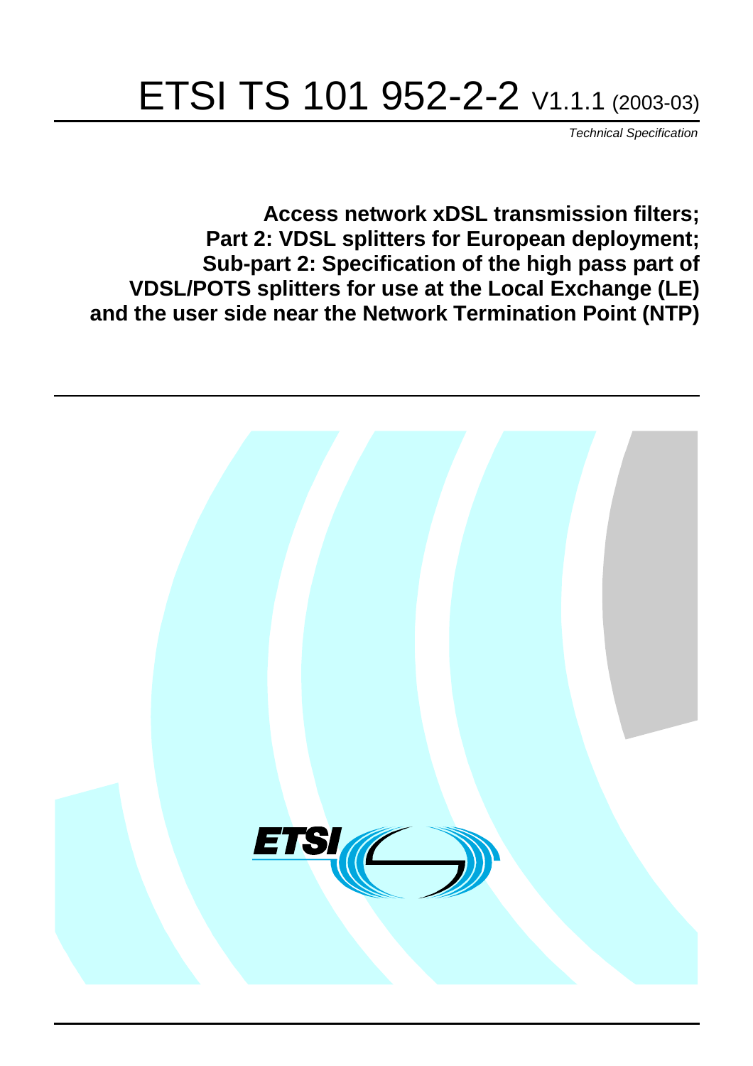# ETSI TS 101 952-2-2 V1.1.1 (2003-03)

*Technical Specification*

## Access network xDSL transmission filters; Part 2: VDSL splitters for European deployment; Sub-part 2: Specification of the high pass part of VDSL/POTS splitters for use at the Local Exchange (LE) and the user side near the Network Termination Point (NTP)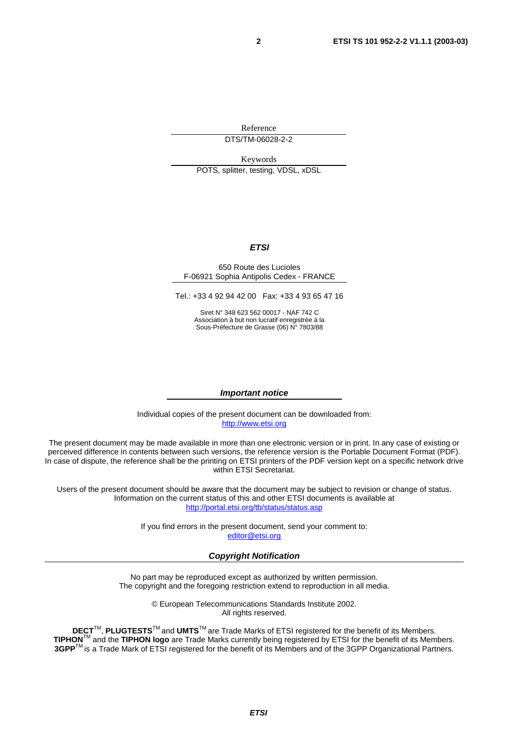Reference

DTS/TM-06028-2-2

Keywords

POTS, splitter, testing, VDSL, xDSL

***ETSI***

650 Route des Lucioles
F-06921 Sophia Antipolis Cedex - FRANCE

Tel.: +33 4 92 94 42 00   Fax: +33 4 93 65 47 16

Siret N° 348 623 562 00017 - NAF 742 C
Association à but non lucratif enregistrée à la
Sous-Préfecture de Grasse (06) N° 7803/88

***Important notice***

Individual copies of the present document can be downloaded from:
http://www.etsi.org

The present document may be made available in more than one electronic version or in print. In any case of existing or perceived difference in contents between such versions, the reference version is the Portable Document Format (PDF). In case of dispute, the reference shall be the printing on ETSI printers of the PDF version kept on a specific network drive within ETSI Secretariat.

Users of the present document should be aware that the document may be subject to revision or change of status. Information on the current status of this and other ETSI documents is available at
http://portal.etsi.org/tb/status/status.asp

If you find errors in the present document, send your comment to:
editor@etsi.org

***Copyright Notification***

No part may be reproduced except as authorized by written permission.
The copyright and the foregoing restriction extend to reproduction in all media.

© European Telecommunications Standards Institute 2002.
All rights reserved.

**DECT**TM, **PLUGTESTS**TM and **UMTS**TM are Trade Marks of ETSI registered for the benefit of its Members.
**TIPHON**TM and the **TIPHON logo** are Trade Marks currently being registered by ETSI for the benefit of its Members.
**3GPP**TM is a Trade Mark of ETSI registered for the benefit of its Members and of the 3GPP Organizational Partners.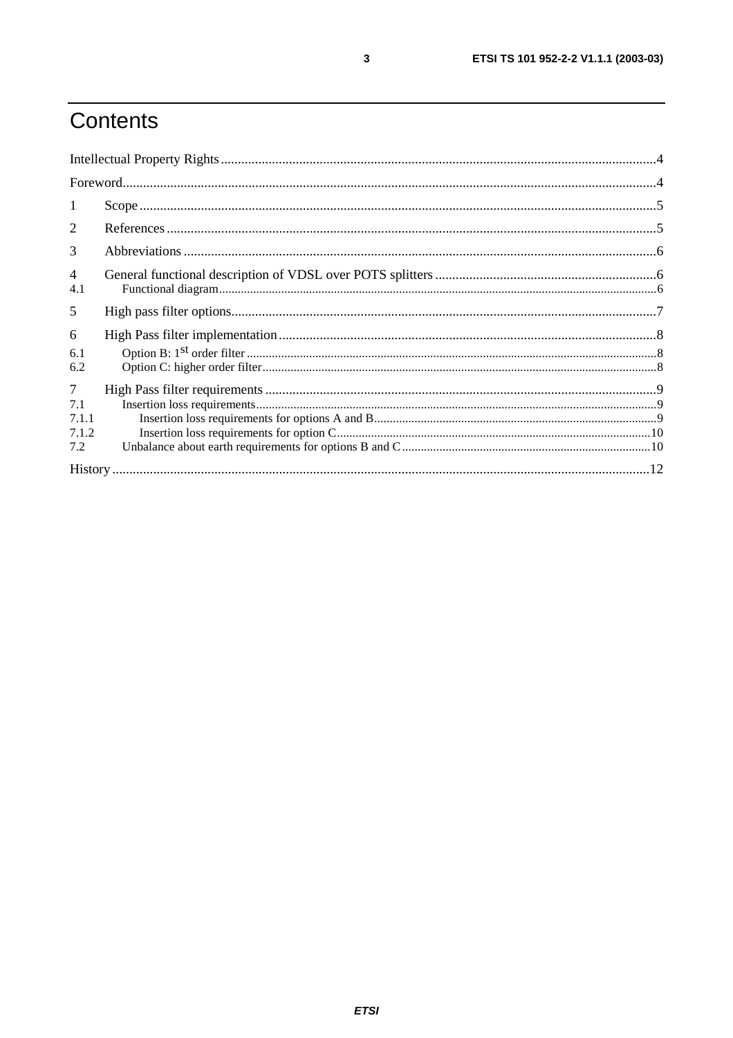# Contents

Intellectual Property Rights ....................................................................................................................4

Foreword....................................................................................................................................................4

1 Scope ......................................................................................................................................................5

2 References ..............................................................................................................................................5

3 Abbreviations .........................................................................................................................................6

4 General functional description of VDSL over POTS splitters ................................................................6

4.1 Functional diagram................................................................................................................................6

5 High pass filter options...........................................................................................................................7

6 High Pass filter implementation ..............................................................................................................8

6.1 Option B: 1st order filter ........................................................................................................................8

6.2 Option C: higher order filter...................................................................................................................8

7 High Pass filter requirements ..................................................................................................................9

7.1 Insertion loss requirements.....................................................................................................................9

7.1.1 Insertion loss requirements for options A and B...................................................................................9

7.1.2 Insertion loss requirements for option C..............................................................................................10

7.2 Unbalance about earth requirements for options B and C ....................................................................10

History .....................................................................................................................................................12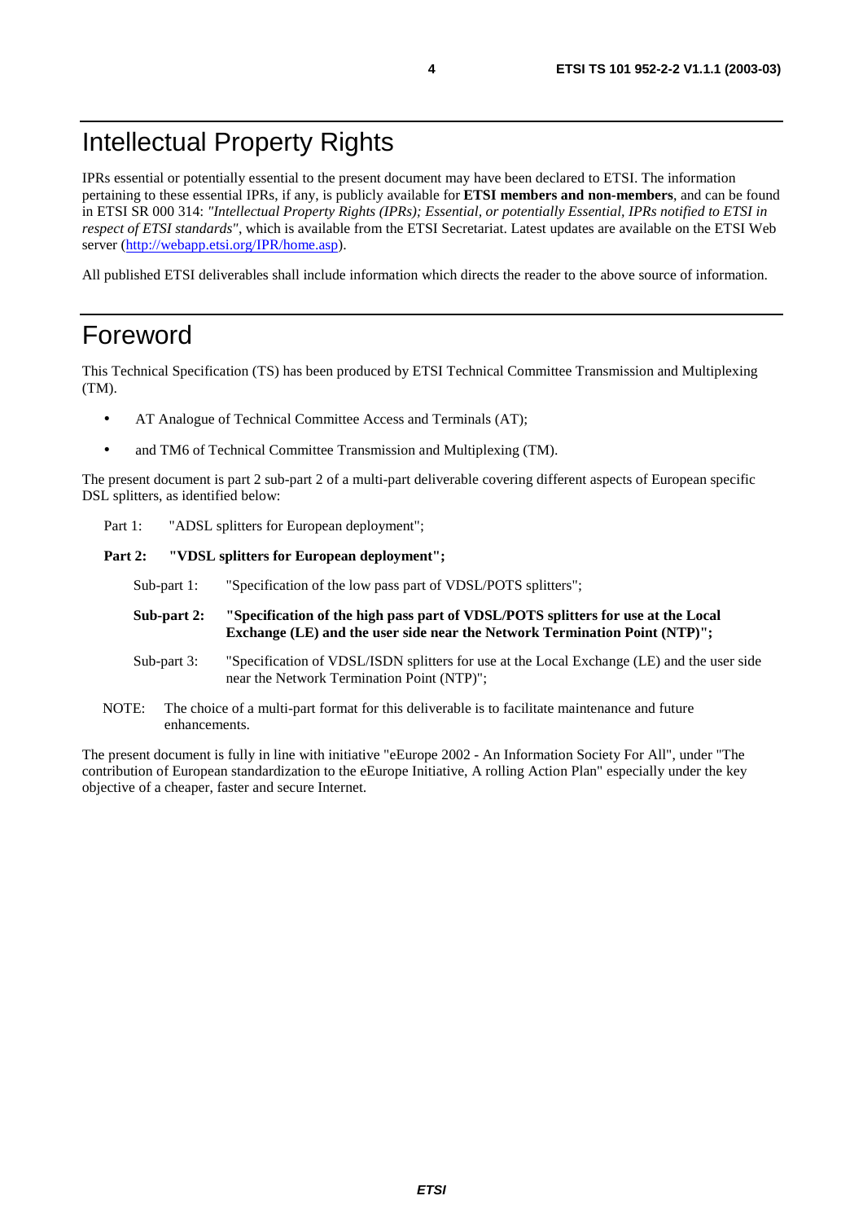# Intellectual Property Rights

IPRs essential or potentially essential to the present document may have been declared to ETSI. The information pertaining to these essential IPRs, if any, is publicly available for **ETSI members and non-members**, and can be found in ETSI SR 000 314: *"Intellectual Property Rights (IPRs); Essential, or potentially Essential, IPRs notified to ETSI in respect of ETSI standards"*, which is available from the ETSI Secretariat. Latest updates are available on the ETSI Web server (http://webapp.etsi.org/IPR/home.asp).

All published ETSI deliverables shall include information which directs the reader to the above source of information.

# Foreword

This Technical Specification (TS) has been produced by ETSI Technical Committee Transmission and Multiplexing (TM).

- AT Analogue of Technical Committee Access and Terminals (AT);
- and TM6 of Technical Committee Transmission and Multiplexing (TM).

The present document is part 2 sub-part 2 of a multi-part deliverable covering different aspects of European specific DSL splitters, as identified below:

Part 1: "ADSL splitters for European deployment";

**Part 2: "VDSL splitters for European deployment";**

Sub-part 1: "Specification of the low pass part of VDSL/POTS splitters";

**Sub-part 2: "Specification of the high pass part of VDSL/POTS splitters for use at the Local Exchange (LE) and the user side near the Network Termination Point (NTP)";**

Sub-part 3: "Specification of VDSL/ISDN splitters for use at the Local Exchange (LE) and the user side near the Network Termination Point (NTP)";

NOTE: The choice of a multi-part format for this deliverable is to facilitate maintenance and future enhancements.

The present document is fully in line with initiative "eEurope 2002 - An Information Society For All", under "The contribution of European standardization to the eEurope Initiative, A rolling Action Plan" especially under the key objective of a cheaper, faster and secure Internet.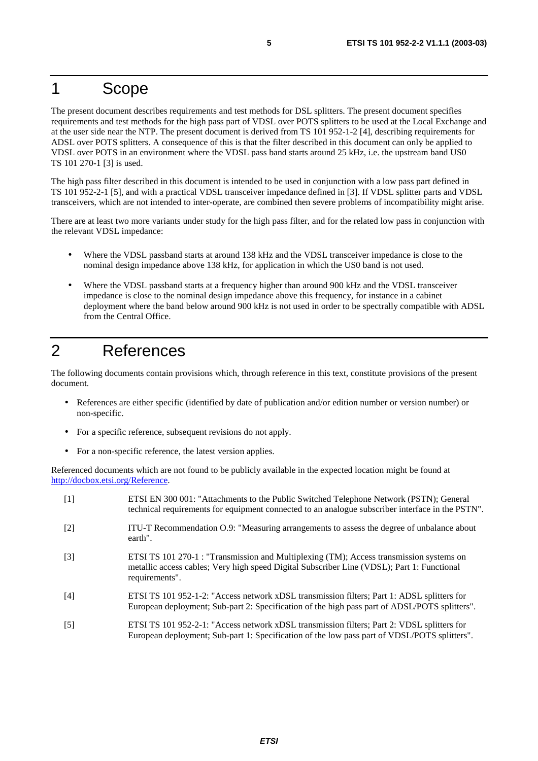# 1 Scope

The present document describes requirements and test methods for DSL splitters. The present document specifies requirements and test methods for the high pass part of VDSL over POTS splitters to be used at the Local Exchange and at the user side near the NTP. The present document is derived from TS 101 952-1-2 [4], describing requirements for ADSL over POTS splitters. A consequence of this is that the filter described in this document can only be applied to VDSL over POTS in an environment where the VDSL pass band starts around 25 kHz, i.e. the upstream band US0 TS 101 270-1 [3] is used.

The high pass filter described in this document is intended to be used in conjunction with a low pass part defined in TS 101 952-2-1 [5], and with a practical VDSL transceiver impedance defined in [3]. If VDSL splitter parts and VDSL transceivers, which are not intended to inter-operate, are combined then severe problems of incompatibility might arise.

There are at least two more variants under study for the high pass filter, and for the related low pass in conjunction with the relevant VDSL impedance:

- Where the VDSL passband starts at around 138 kHz and the VDSL transceiver impedance is close to the nominal design impedance above 138 kHz, for application in which the US0 band is not used.
- Where the VDSL passband starts at a frequency higher than around 900 kHz and the VDSL transceiver impedance is close to the nominal design impedance above this frequency, for instance in a cabinet deployment where the band below around 900 kHz is not used in order to be spectrally compatible with ADSL from the Central Office.

# 2 References

The following documents contain provisions which, through reference in this text, constitute provisions of the present document.

- References are either specific (identified by date of publication and/or edition number or version number) or non-specific.
- For a specific reference, subsequent revisions do not apply.
- For a non-specific reference, the latest version applies.

Referenced documents which are not found to be publicly available in the expected location might be found at http://docbox.etsi.org/Reference.

[1] ETSI EN 300 001: "Attachments to the Public Switched Telephone Network (PSTN); General technical requirements for equipment connected to an analogue subscriber interface in the PSTN".

[2] ITU-T Recommendation O.9: "Measuring arrangements to assess the degree of unbalance about earth".

[3] ETSI TS 101 270-1 : "Transmission and Multiplexing (TM); Access transmission systems on metallic access cables; Very high speed Digital Subscriber Line (VDSL); Part 1: Functional requirements".

[4] ETSI TS 101 952-1-2: "Access network xDSL transmission filters; Part 1: ADSL splitters for European deployment; Sub-part 2: Specification of the high pass part of ADSL/POTS splitters".

[5] ETSI TS 101 952-2-1: "Access network xDSL transmission filters; Part 2: VDSL splitters for European deployment; Sub-part 1: Specification of the low pass part of VDSL/POTS splitters".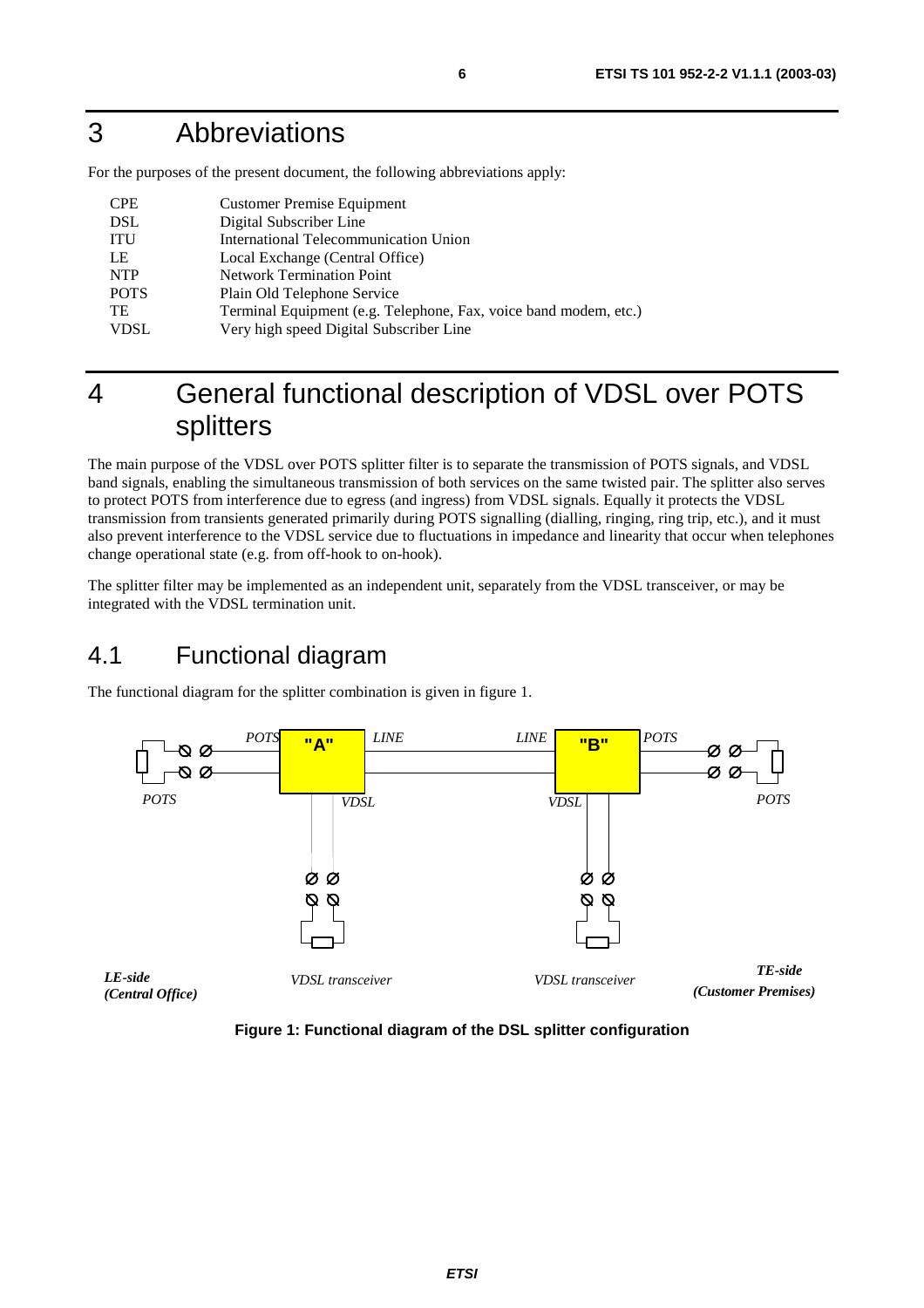# 3 Abbreviations

For the purposes of the present document, the following abbreviations apply:

| | |
|---|---|
| CPE | Customer Premise Equipment |
| DSL | Digital Subscriber Line |
| ITU | International Telecommunication Union |
| LE | Local Exchange (Central Office) |
| NTP | Network Termination Point |
| POTS | Plain Old Telephone Service |
| TE | Terminal Equipment (e.g. Telephone, Fax, voice band modem, etc.) |
| VDSL | Very high speed Digital Subscriber Line |

# 4 General functional description of VDSL over POTS splitters

The main purpose of the VDSL over POTS splitter filter is to separate the transmission of POTS signals, and VDSL band signals, enabling the simultaneous transmission of both services on the same twisted pair. The splitter also serves to protect POTS from interference due to egress (and ingress) from VDSL signals. Equally it protects the VDSL transmission from transients generated primarily during POTS signalling (dialling, ringing, ring trip, etc.), and it must also prevent interference to the VDSL service due to fluctuations in impedance and linearity that occur when telephones change operational state (e.g. from off-hook to on-hook).

The splitter filter may be implemented as an independent unit, separately from the VDSL transceiver, or may be integrated with the VDSL termination unit.

## 4.1 Functional diagram

The functional diagram for the splitter combination is given in figure 1.

*POTS* "A" *LINE* *LINE* "B" *POTS*

*POTS* *VDSL* *VDSL* *POTS*

***LE-side (Central Office)*** *VDSL transceiver* *VDSL transceiver* ***TE-side (Customer Premises)***

**Figure 1: Functional diagram of the DSL splitter configuration**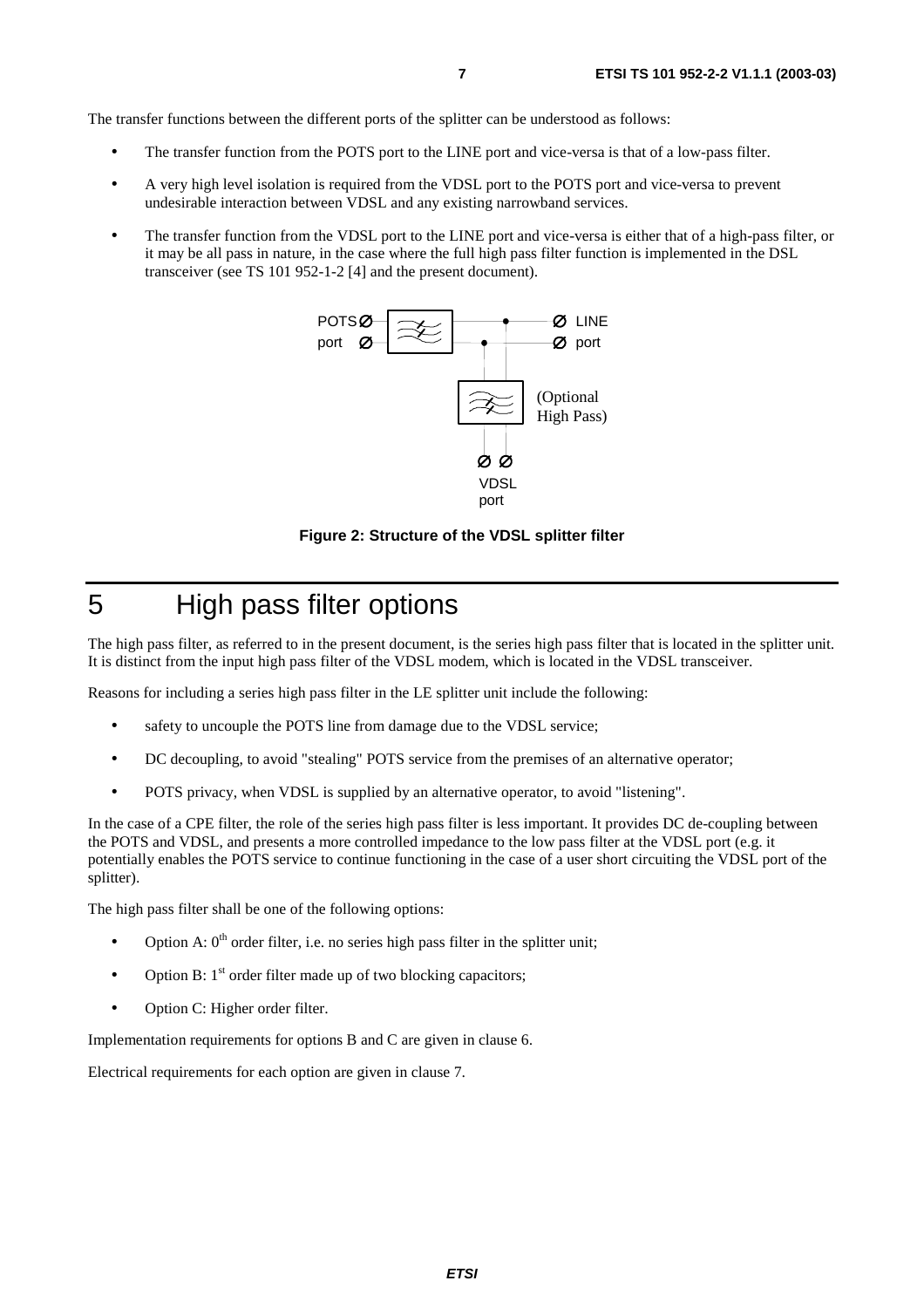The transfer functions between the different ports of the splitter can be understood as follows:

- The transfer function from the POTS port to the LINE port and vice-versa is that of a low-pass filter.
- A very high level isolation is required from the VDSL port to the POTS port and vice-versa to prevent undesirable interaction between VDSL and any existing narrowband services.
- The transfer function from the VDSL port to the LINE port and vice-versa is either that of a high-pass filter, or it may be all pass in nature, in the case where the full high pass filter function is implemented in the DSL transceiver (see TS 101 952-1-2 [4] and the present document).

POTS port | LINE port | (Optional High Pass) | VDSL port

**Figure 2: Structure of the VDSL splitter filter**

# 5 High pass filter options

The high pass filter, as referred to in the present document, is the series high pass filter that is located in the splitter unit. It is distinct from the input high pass filter of the VDSL modem, which is located in the VDSL transceiver.

Reasons for including a series high pass filter in the LE splitter unit include the following:

- safety to uncouple the POTS line from damage due to the VDSL service;
- DC decoupling, to avoid "stealing" POTS service from the premises of an alternative operator;
- POTS privacy, when VDSL is supplied by an alternative operator, to avoid "listening".

In the case of a CPE filter, the role of the series high pass filter is less important. It provides DC de-coupling between the POTS and VDSL, and presents a more controlled impedance to the low pass filter at the VDSL port (e.g. it potentially enables the POTS service to continue functioning in the case of a user short circuiting the VDSL port of the splitter).

The high pass filter shall be one of the following options:

- Option A: $0^{th}$ order filter, i.e. no series high pass filter in the splitter unit;
- Option B: $1^{st}$ order filter made up of two blocking capacitors;
- Option C: Higher order filter.

Implementation requirements for options B and C are given in clause 6.

Electrical requirements for each option are given in clause 7.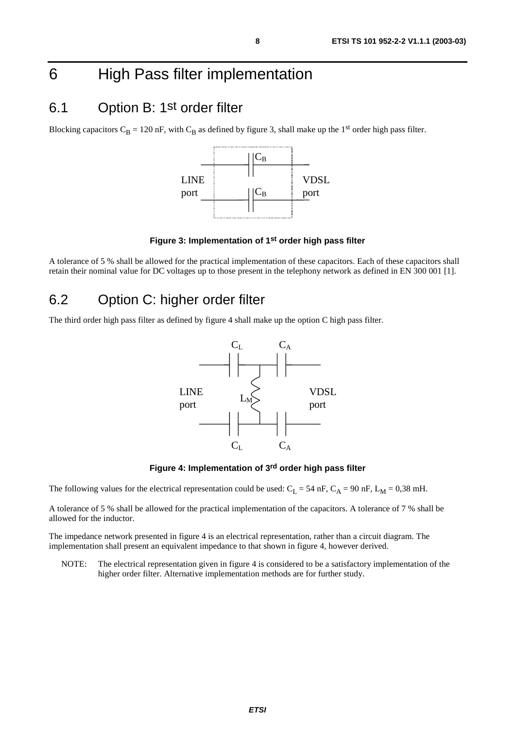# 6 High Pass filter implementation

## 6.1 Option B: 1st order filter

Blocking capacitors $C_B$ = 120 nF, with $C_B$ as defined by figure 3, shall make up the 1st order high pass filter.

**Figure 3: Implementation of 1st order high pass filter**

A tolerance of 5 % shall be allowed for the practical implementation of these capacitors. Each of these capacitors shall retain their nominal value for DC voltages up to those present in the telephony network as defined in EN 300 001 [1].

## 6.2 Option C: higher order filter

The third order high pass filter as defined by figure 4 shall make up the option C high pass filter.

**Figure 4: Implementation of 3rd order high pass filter**

The following values for the electrical representation could be used: $C_L$ = 54 nF, $C_A$ = 90 nF, $L_M$ = 0,38 mH.

A tolerance of 5 % shall be allowed for the practical implementation of the capacitors. A tolerance of 7 % shall be allowed for the inductor.

The impedance network presented in figure 4 is an electrical representation, rather than a circuit diagram. The implementation shall present an equivalent impedance to that shown in figure 4, however derived.

NOTE: The electrical representation given in figure 4 is considered to be a satisfactory implementation of the higher order filter. Alternative implementation methods are for further study.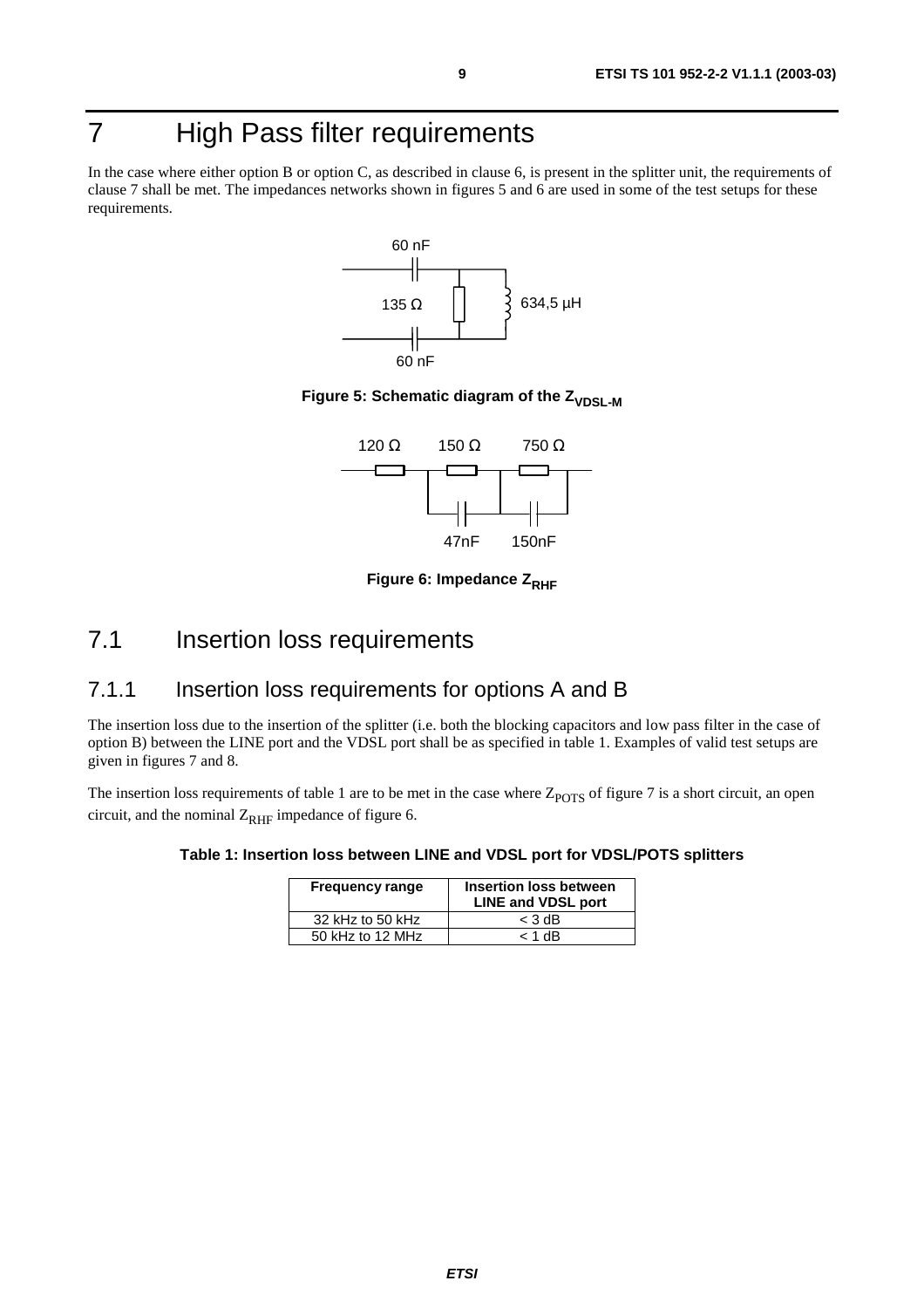# 7 High Pass filter requirements

In the case where either option B or option C, as described in clause 6, is present in the splitter unit, the requirements of clause 7 shall be met. The impedances networks shown in figures 5 and 6 are used in some of the test setups for these requirements.

60 nF

135 Ω

634,5 µH

60 nF

**Figure 5: Schematic diagram of the $Z_{VDSL-M}$**

120 Ω 150 Ω 750 Ω

47nF 150nF

**Figure 6: Impedance $Z_{RHF}$**

## 7.1 Insertion loss requirements

### 7.1.1 Insertion loss requirements for options A and B

The insertion loss due to the insertion of the splitter (i.e. both the blocking capacitors and low pass filter in the case of option B) between the LINE port and the VDSL port shall be as specified in table 1. Examples of valid test setups are given in figures 7 and 8.

The insertion loss requirements of table 1 are to be met in the case where $Z_{POTS}$ of figure 7 is a short circuit, an open circuit, and the nominal $Z_{RHF}$ impedance of figure 6.

**Table 1: Insertion loss between LINE and VDSL port for VDSL/POTS splitters**

| Frequency range | Insertion loss between LINE and VDSL port |
|---|---|
| 32 kHz to 50 kHz | < 3 dB |
| 50 kHz to 12 MHz | < 1 dB |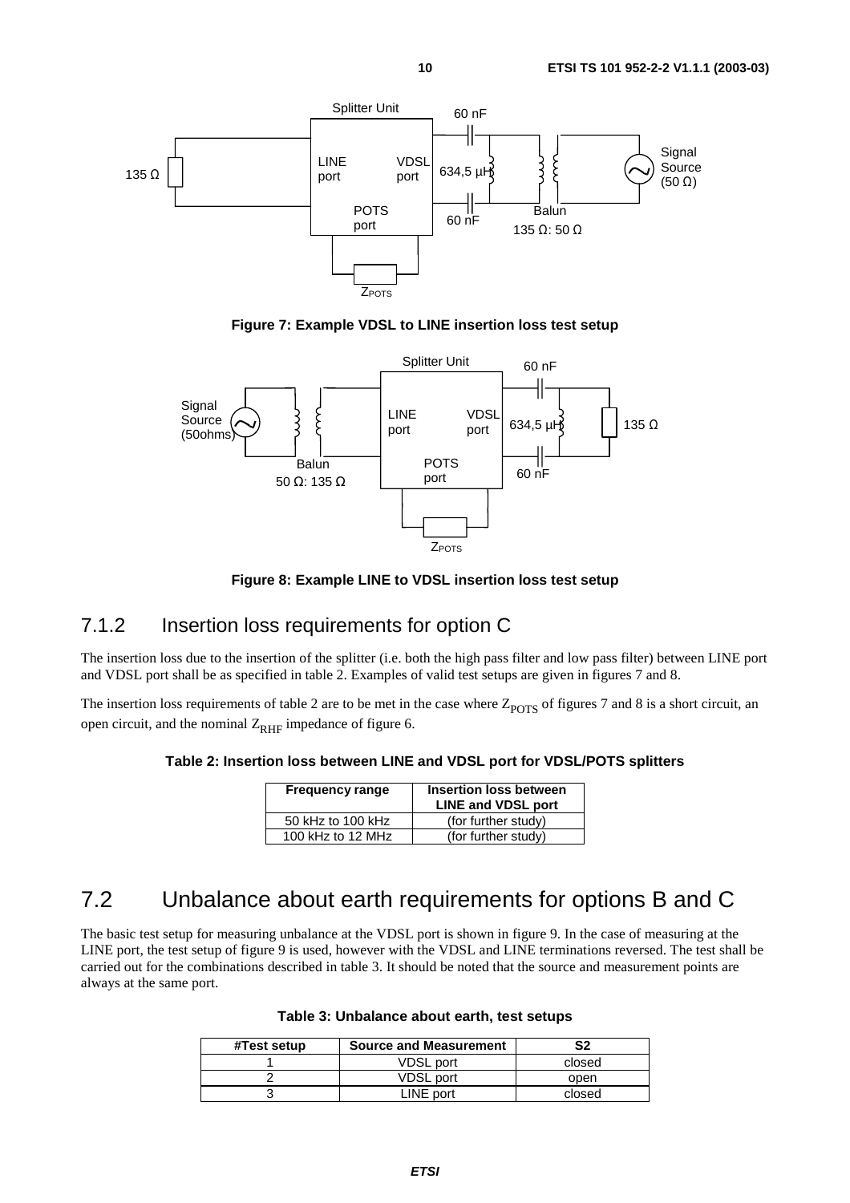**Figure 7: Example VDSL to LINE insertion loss test setup**

**Figure 8: Example LINE to VDSL insertion loss test setup**

### 7.1.2 Insertion loss requirements for option C

The insertion loss due to the insertion of the splitter (i.e. both the high pass filter and low pass filter) between LINE port and VDSL port shall be as specified in table 2. Examples of valid test setups are given in figures 7 and 8.

The insertion loss requirements of table 2 are to be met in the case where $Z_{POTS}$ of figures 7 and 8 is a short circuit, an open circuit, and the nominal $Z_{RHF}$ impedance of figure 6.

**Table 2: Insertion loss between LINE and VDSL port for VDSL/POTS splitters**

| Frequency range | Insertion loss between LINE and VDSL port |
|---|---|
| 50 kHz to 100 kHz | (for further study) |
| 100 kHz to 12 MHz | (for further study) |

## 7.2 Unbalance about earth requirements for options B and C

The basic test setup for measuring unbalance at the VDSL port is shown in figure 9. In the case of measuring at the LINE port, the test setup of figure 9 is used, however with the VDSL and LINE terminations reversed. The test shall be carried out for the combinations described in table 3. It should be noted that the source and measurement points are always at the same port.

**Table 3: Unbalance about earth, test setups**

| #Test setup | Source and Measurement | S2 |
|---|---|---|
| 1 | VDSL port | closed |
| 2 | VDSL port | open |
| 3 | LINE port | closed |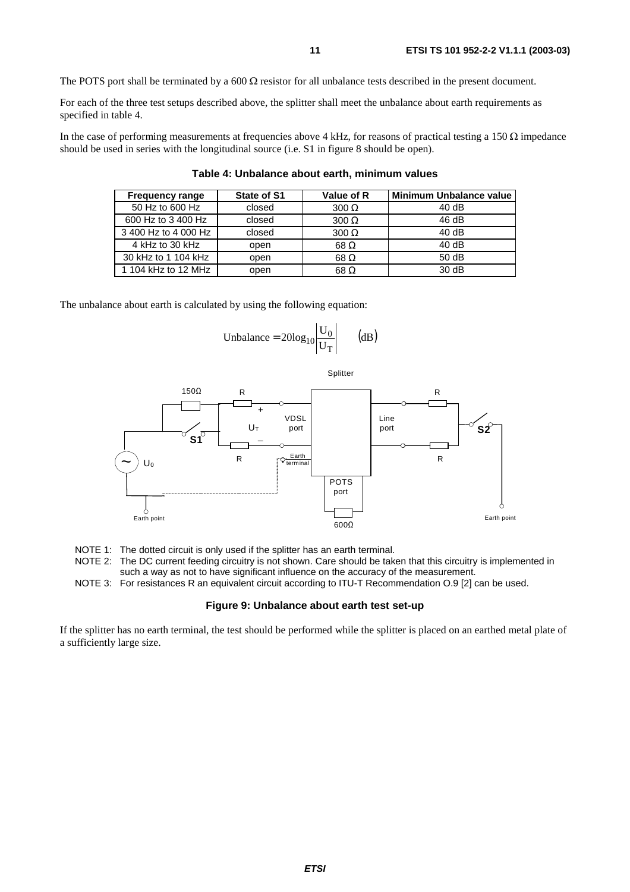The POTS port shall be terminated by a 600 Ω resistor for all unbalance tests described in the present document.

For each of the three test setups described above, the splitter shall meet the unbalance about earth requirements as specified in table 4.

In the case of performing measurements at frequencies above 4 kHz, for reasons of practical testing a 150 Ω impedance should be used in series with the longitudinal source (i.e. S1 in figure 8 should be open).

**Table 4: Unbalance about earth, minimum values**

| Frequency range | State of S1 | Value of R | Minimum Unbalance value |
|---|---|---|---|
| 50 Hz to 600 Hz | closed | 300 Ω | 40 dB |
| 600 Hz to 3 400 Hz | closed | 300 Ω | 46 dB |
| 3 400 Hz to 4 000 Hz | closed | 300 Ω | 40 dB |
| 4 kHz to 30 kHz | open | 68 Ω | 40 dB |
| 30 kHz to 1 104 kHz | open | 68 Ω | 50 dB |
| 1 104 kHz to 12 MHz | open | 68 Ω | 30 dB |

The unbalance about earth is calculated by using the following equation:

$$\text{Unbalance} = 20\log_{10}\left|\frac{U_0}{U_T}\right| \qquad (\text{dB})$$

NOTE 1: The dotted circuit is only used if the splitter has an earth terminal.

NOTE 2: The DC current feeding circuitry is not shown. Care should be taken that this circuitry is implemented in such a way as not to have significant influence on the accuracy of the measurement.

NOTE 3: For resistances R an equivalent circuit according to ITU-T Recommendation O.9 [2] can be used.

**Figure 9: Unbalance about earth test set-up**

If the splitter has no earth terminal, the test should be performed while the splitter is placed on an earthed metal plate of a sufficiently large size.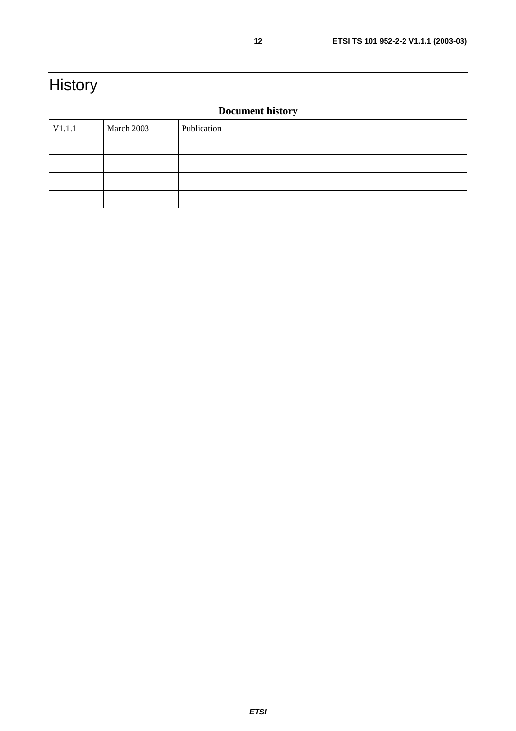# History

| Document history | | |
|---|---|---|
| V1.1.1 | March 2003 | Publication |
| | | |
| | | |
| | | |
| | | |